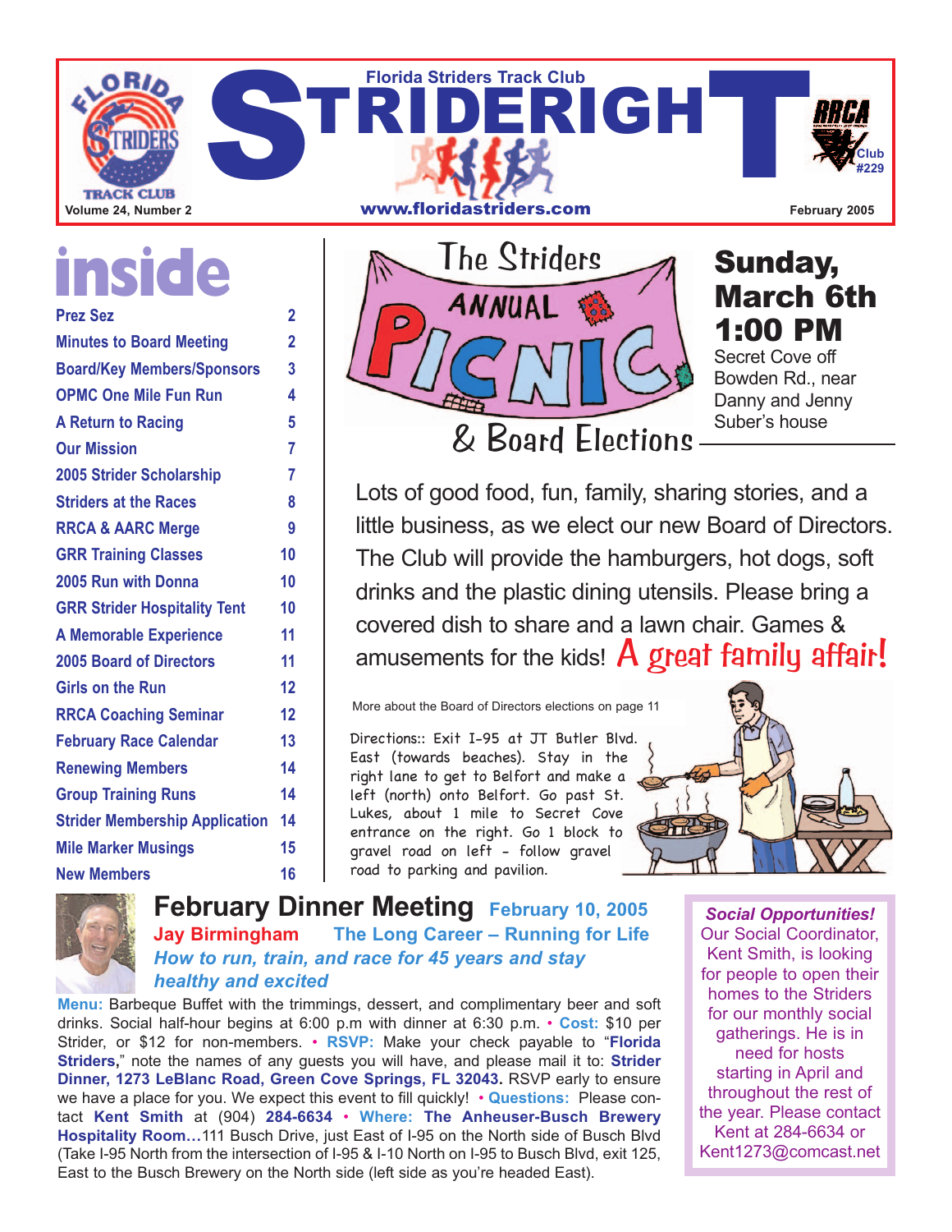# STRIDERIGHT

Florida Striders Track Club

Volume 24, Number 2 | www.floridastriders.com | February 2005

RRCA Club #229

## inside

| | |
|---|---|
| Prez Sez | 2 |
| Minutes to Board Meeting | 2 |
| Board/Key Members/Sponsors | 3 |
| OPMC One Mile Fun Run | 4 |
| A Return to Racing | 5 |
| Our Mission | 7 |
| 2005 Strider Scholarship | 7 |
| Striders at the Races | 8 |
| RRCA & AARC Merge | 9 |
| GRR Training Classes | 10 |
| 2005 Run with Donna | 10 |
| GRR Strider Hospitality Tent | 10 |
| A Memorable Experience | 11 |
| 2005 Board of Directors | 11 |
| Girls on the Run | 12 |
| RRCA Coaching Seminar | 12 |
| February Race Calendar | 13 |
| Renewing Members | 14 |
| Group Training Runs | 14 |
| Strider Membership Application | 14 |
| Mile Marker Musings | 15 |
| New Members | 16 |

## The Striders ANNUAL PICNIC & Board Elections

**Sunday, March 6th 1:00 PM**

Secret Cove off Bowden Rd., near Danny and Jenny Suber's house

Lots of good food, fun, family, sharing stories, and a little business, as we elect our new Board of Directors. The Club will provide the hamburgers, hot dogs, soft drinks and the plastic dining utensils. Please bring a covered dish to share and a lawn chair. Games & amusements for the kids! A great family affair!

More about the Board of Directors elections on page 11

Directions:: Exit I-95 at JT Butler Blvd. East (towards beaches). Stay in the right lane to get to Belfort and make a left (north) onto Belfort. Go past St. Lukes, about 1 mile to Secret Cove entrance on the right. Go 1 block to gravel road on left - follow gravel road to parking and pavilion.

## February Dinner Meeting February 10, 2005

**Jay Birmingham** The Long Career – Running for Life

*How to run, train, and race for 45 years and stay healthy and excited*

**Menu:** Barbeque Buffet with the trimmings, dessert, and complimentary beer and soft drinks. Social half-hour begins at 6:00 p.m with dinner at 6:30 p.m. • **Cost:** $10 per Strider, or $12 for non-members. • **RSVP:** Make your check payable to "**Florida Striders,**" note the names of any guests you will have, and please mail it to: **Strider Dinner, 1273 LeBlanc Road, Green Cove Springs, FL 32043.** RSVP early to ensure we have a place for you. We expect this event to fill quickly! • **Questions:** Please contact **Kent Smith** at (904) **284-6634** • **Where: The Anheuser-Busch Brewery Hospitality Room…**111 Busch Drive, just East of I-95 on the North side of Busch Blvd (Take I-95 North from the intersection of I-95 & I-10 North on I-95 to Busch Blvd, exit 125, East to the Busch Brewery on the North side (left side as you're headed East).

***Social Opportunities!***

Our Social Coordinator, Kent Smith, is looking for people to open their homes to the Striders for our monthly social gatherings. He is in need for hosts starting in April and throughout the rest of the year. Please contact Kent at 284-6634 or Kent1273@comcast.net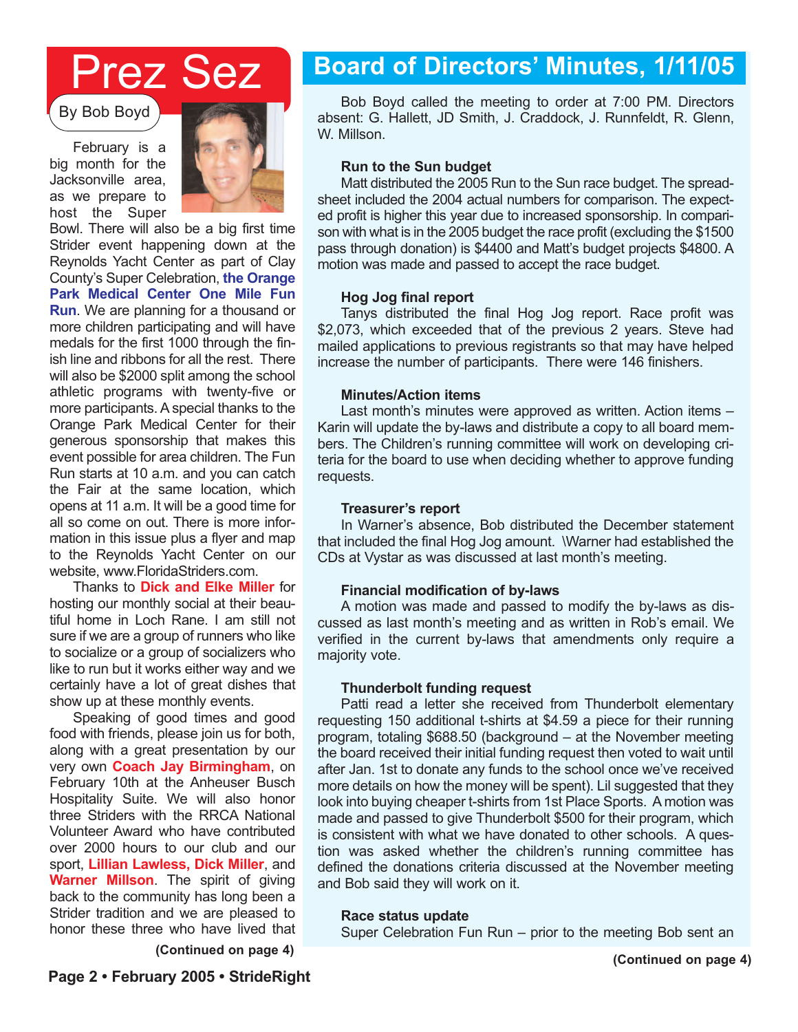# Prez Sez

By Bob Boyd

February is a big month for the Jacksonville area, as we prepare to host the Super Bowl. There will also be a big first time Strider event happening down at the Reynolds Yacht Center as part of Clay County's Super Celebration, **the Orange Park Medical Center One Mile Fun Run**. We are planning for a thousand or more children participating and will have medals for the first 1000 through the finish line and ribbons for all the rest. There will also be $2000 split among the school athletic programs with twenty-five or more participants. A special thanks to the Orange Park Medical Center for their generous sponsorship that makes this event possible for area children. The Fun Run starts at 10 a.m. and you can catch the Fair at the same location, which opens at 11 a.m. It will be a good time for all so come on out. There is more information in this issue plus a flyer and map to the Reynolds Yacht Center on our website, www.FloridaStriders.com.

Thanks to **Dick and Elke Miller** for hosting our monthly social at their beautiful home in Loch Rane. I am still not sure if we are a group of runners who like to socialize or a group of socializers who like to run but it works either way and we certainly have a lot of great dishes that show up at these monthly events.

Speaking of good times and good food with friends, please join us for both, along with a great presentation by our very own **Coach Jay Birmingham**, on February 10th at the Anheuser Busch Hospitality Suite. We will also honor three Striders with the RRCA National Volunteer Award who have contributed over 2000 hours to our club and our sport, **Lillian Lawless, Dick Miller**, and **Warner Millson**. The spirit of giving back to the community has long been a Strider tradition and we are pleased to honor these three who have lived that

**(Continued on page 4)**

# Board of Directors' Minutes, 1/11/05

Bob Boyd called the meeting to order at 7:00 PM. Directors absent: G. Hallett, JD Smith, J. Craddock, J. Runnfeldt, R. Glenn, W. Millson.

**Run to the Sun budget**

Matt distributed the 2005 Run to the Sun race budget. The spreadsheet included the 2004 actual numbers for comparison. The expected profit is higher this year due to increased sponsorship. In comparison with what is in the 2005 budget the race profit (excluding the $1500 pass through donation) is $4400 and Matt's budget projects $4800. A motion was made and passed to accept the race budget.

**Hog Jog final report**

Tanys distributed the final Hog Jog report. Race profit was $2,073, which exceeded that of the previous 2 years. Steve had mailed applications to previous registrants so that may have helped increase the number of participants. There were 146 finishers.

**Minutes/Action items**

Last month's minutes were approved as written. Action items – Karin will update the by-laws and distribute a copy to all board members. The Children's running committee will work on developing criteria for the board to use when deciding whether to approve funding requests.

**Treasurer's report**

In Warner's absence, Bob distributed the December statement that included the final Hog Jog amount. \Warner had established the CDs at Vystar as was discussed at last month's meeting.

**Financial modification of by-laws**

A motion was made and passed to modify the by-laws as discussed as last month's meeting and as written in Rob's email. We verified in the current by-laws that amendments only require a majority vote.

**Thunderbolt funding request**

Patti read a letter she received from Thunderbolt elementary requesting 150 additional t-shirts at $4.59 a piece for their running program, totaling $688.50 (background – at the November meeting the board received their initial funding request then voted to wait until after Jan. 1st to donate any funds to the school once we've received more details on how the money will be spent). Lil suggested that they look into buying cheaper t-shirts from 1st Place Sports. A motion was made and passed to give Thunderbolt $500 for their program, which is consistent with what we have donated to other schools. A question was asked whether the children's running committee has defined the donations criteria discussed at the November meeting and Bob said they will work on it.

**Race status update**

Super Celebration Fun Run – prior to the meeting Bob sent an

**(Continued on page 4)**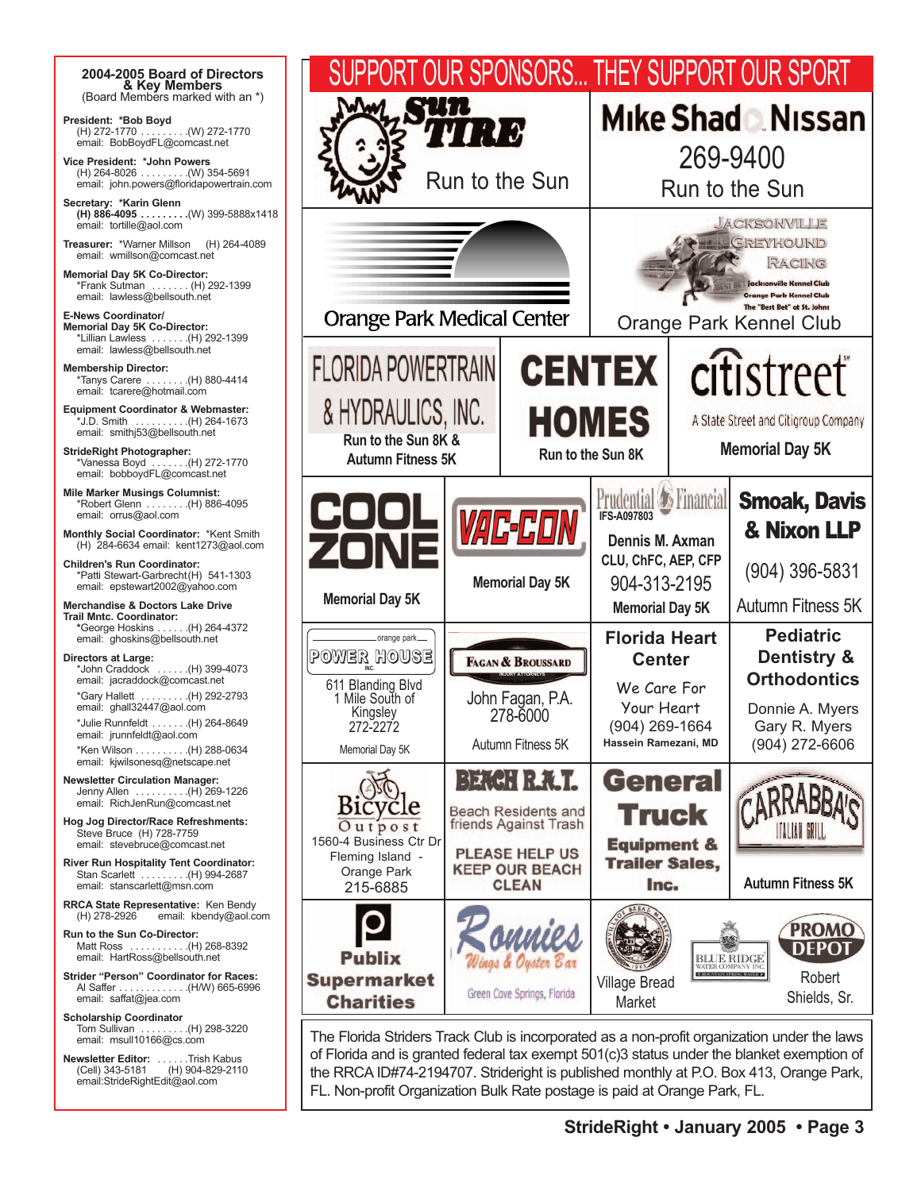## 2004-2005 Board of Directors & Key Members

(Board Members marked with an *)

**President:** *Bob Boyd
(H) 272-1770 . . . . . . . . (W) 272-1770
email: BobBoydFL@comcast.net

**Vice President:** *John Powers
(H) 264-8026 . . . . . . . . (W) 354-5691
email: john.powers@floridapowertrain.com

**Secretary:** *Karin Glenn
**(H) 886-4095 . . . . . . . .** (W) 399-5888x1418
email: tortille@aol.com

**Treasurer:** *Warner Millson (H) 264-4089
email: wmillson@comcast.net

**Memorial Day 5K Co-Director:**
*Frank Sutman . . . . . . . (H) 292-1399
email: lawless@bellsouth.net

**E-News Coordinator/ Memorial Day 5K Co-Director:**
*Lillian Lawless . . . . . . . (H) 292-1399
email: lawless@bellsouth.net

**Membership Director:**
*Tanys Carere . . . . . . . . (H) 880-4414
email: tcarere@hotmail.com

**Equipment Coordinator & Webmaster:**
*J.D. Smith . . . . . . . . . (H) 264-1673
email: smithj53@bellsouth.net

**StrideRight Photographer:**
*Vanessa Boyd . . . . . . . (H) 272-1770
email: bobboydFL@comcast.net

**Mile Marker Musings Columnist:**
*Robert Glenn . . . . . . . . (H) 886-4095
email: orrus@aol.com

**Monthly Social Coordinator:** *Kent Smith
(H) 284-6634 email: kent1273@aol.com

**Children's Run Coordinator:**
*Patti Stewart-Garbrecht (H) 541-1303
email: epstewart2002@yahoo.com

**Merchandise & Doctors Lake Drive Trail Mntc. Coordinator:**
*George Hoskins . . . . . . (H) 264-4372
email: ghoskins@bellsouth.net

**Directors at Large:**
*John Craddock . . . . . . (H) 399-4073
email: jacraddock@comcast.net
*Gary Hallett . . . . . . . . . (H) 292-2793
email: ghall32447@aol.com
*Julie Runnfeldt . . . . . . . (H) 264-8649
email: jrunnfeldt@aol.com
*Ken Wilson . . . . . . . . . . (H) 288-0634
email: kjwilsonesq@netscape.net

**Newsletter Circulation Manager:**
Jenny Allen . . . . . . . . . . (H) 269-1226
email: RichJenRun@comcast.net

**Hog Jog Director/Race Refreshments:**
Steve Bruce (H) 728-7759
email: stevebruce@comcast.net

**River Run Hospitality Tent Coordinator:**
Stan Scarlett . . . . . . . . . (H) 994-2687
email: stanscarlett@msn.com

**RRCA State Representative:** Ken Bendy
(H) 278-2926 email: kbendy@aol.com

**Run to the Sun Co-Director:**
Matt Ross . . . . . . . . . . . (H) 268-8392
email: HartRoss@bellsouth.net

**Strider "Person" Coordinator for Races:**
Al Saffer . . . . . . . . . . . . . (H/W) 665-6996
email: saffat@jea.com

**Scholarship Coordinator**
Tom Sullivan . . . . . . . . . (H) 298-3220
email: msull10166@cs.com

**Newsletter Editor:** . . . . . . Trish Kabus
(Cell) 343-5181 (H) 904-829-2110
email: StrideRightEdit@aol.com

## SUPPORT OUR SPONSORS... THEY SUPPORT OUR SPORT

**Sun Tire**
Run to the Sun

**Mike Shad Nissan**
269-9400
Run to the Sun

**Orange Park Medical Center**

**Jacksonville Greyhound Racing**
Jacksonville Kennel Club
Orange Park Kennel Club
The "Best Bet" at St. Johns
Orange Park Kennel Club

**Florida Powertrain & Hydraulics, Inc.**
Run to the Sun 8K & Autumn Fitness 5K

**Centex Homes**
Run to the Sun 8K

**citistreet**
A State Street and Citigroup Company
Memorial Day 5K

**Cool Zone**
Memorial Day 5K

**Vac-Con**
Memorial Day 5K

**Prudential Financial**
IFS-A097803
Dennis M. Axman
CLU, ChFC, AEP, CFP
904-313-2195
Memorial Day 5K

**Smoak, Davis & Nixon LLP**
(904) 396-5831
Autumn Fitness 5K

**orange park Power House Inc.**
611 Blanding Blvd
1 Mile South of Kingsley
272-2272
Memorial Day 5K

**Fagan & Broussard**
Injury Attorneys
John Fagan, P.A.
278-6000
Autumn Fitness 5K

**Florida Heart Center**
We Care For Your Heart
(904) 269-1664
Hassein Ramezani, MD

**Pediatric Dentistry & Orthodontics**
Donnie A. Myers
Gary R. Myers
(904) 272-6606

**Bicycle Outpost**
1560-4 Business Ctr Dr
Fleming Island - Orange Park
215-6885

**Beach R.A.T.**
Beach Residents and friends Against Trash
PLEASE HELP US KEEP OUR BEACH CLEAN

**General Truck Equipment & Trailer Sales, Inc.**

**Carrabba's Italian Grill**
Autumn Fitness 5K

**Publix Supermarket Charities**

**Ronnies Wings & Oyster Bar**
Green Cove Springs, Florida

**Village Bread Market**

**Blue Ridge Water Company Inc.**

**Promo Depot**
Robert Shields, Sr.

The Florida Striders Track Club is incorporated as a non-profit organization under the laws of Florida and is granted federal tax exempt 501(c)3 status under the blanket exemption of the RRCA ID#74-2194707. Strideright is published monthly at P.O. Box 413, Orange Park, FL. Non-profit Organization Bulk Rate postage is paid at Orange Park, FL.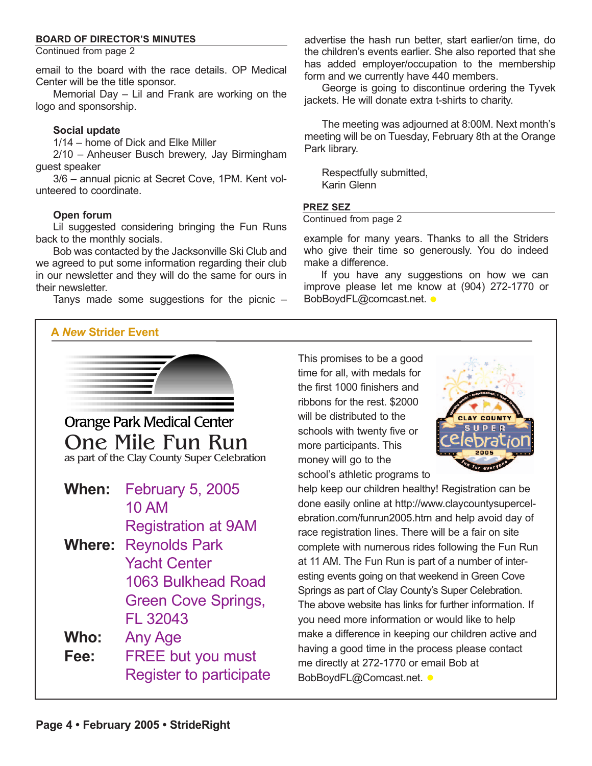## BOARD OF DIRECTOR'S MINUTES

Continued from page 2

email to the board with the race details. OP Medical Center will be the title sponsor.

Memorial Day – Lil and Frank are working on the logo and sponsorship.

**Social update**

1/14 – home of Dick and Elke Miller

2/10 – Anheuser Busch brewery, Jay Birmingham guest speaker

3/6 – annual picnic at Secret Cove, 1PM. Kent volunteered to coordinate.

**Open forum**

Lil suggested considering bringing the Fun Runs back to the monthly socials.

Bob was contacted by the Jacksonville Ski Club and we agreed to put some information regarding their club in our newsletter and they will do the same for ours in their newsletter.

Tanys made some suggestions for the picnic – advertise the hash run better, start earlier/on time, do the children's events earlier. She also reported that she has added employer/occupation to the membership form and we currently have 440 members.

George is going to discontinue ordering the Tyvek jackets. He will donate extra t-shirts to charity.

The meeting was adjourned at 8:00M. Next month's meeting will be on Tuesday, February 8th at the Orange Park library.

Respectfully submitted,
Karin Glenn

## PREZ SEZ

Continued from page 2

example for many years. Thanks to all the Striders who give their time so generously. You do indeed make a difference.

If you have any suggestions on how we can improve please let me know at (904) 272-1770 or BobBoydFL@comcast.net.

## A *New* Strider Event

Orange Park Medical Center

# One Mile Fun Run

as part of the Clay County Super Celebration

**When:** February 5, 2005
10 AM
Registration at 9AM

**Where:** Reynolds Park Yacht Center
1063 Bulkhead Road
Green Cove Springs, FL 32043

**Who:** Any Age

**Fee:** FREE but you must Register to participate

This promises to be a good time for all, with medals for the first 1000 finishers and ribbons for the rest. $2000 will be distributed to the schools with twenty five or more participants. This money will go to the school's athletic programs to help keep our children healthy! Registration can be done easily online at http://www.claycountysupercelebration.com/funrun2005.htm and help avoid day of race registration lines. There will be a fair on site complete with numerous rides following the Fun Run at 11 AM. The Fun Run is part of a number of interesting events going on that weekend in Green Cove Springs as part of Clay County's Super Celebration. The above website has links for further information. If you need more information or would like to help make a difference in keeping our children active and having a good time in the process please contact me directly at 272-1770 or email Bob at BobBoydFL@Comcast.net.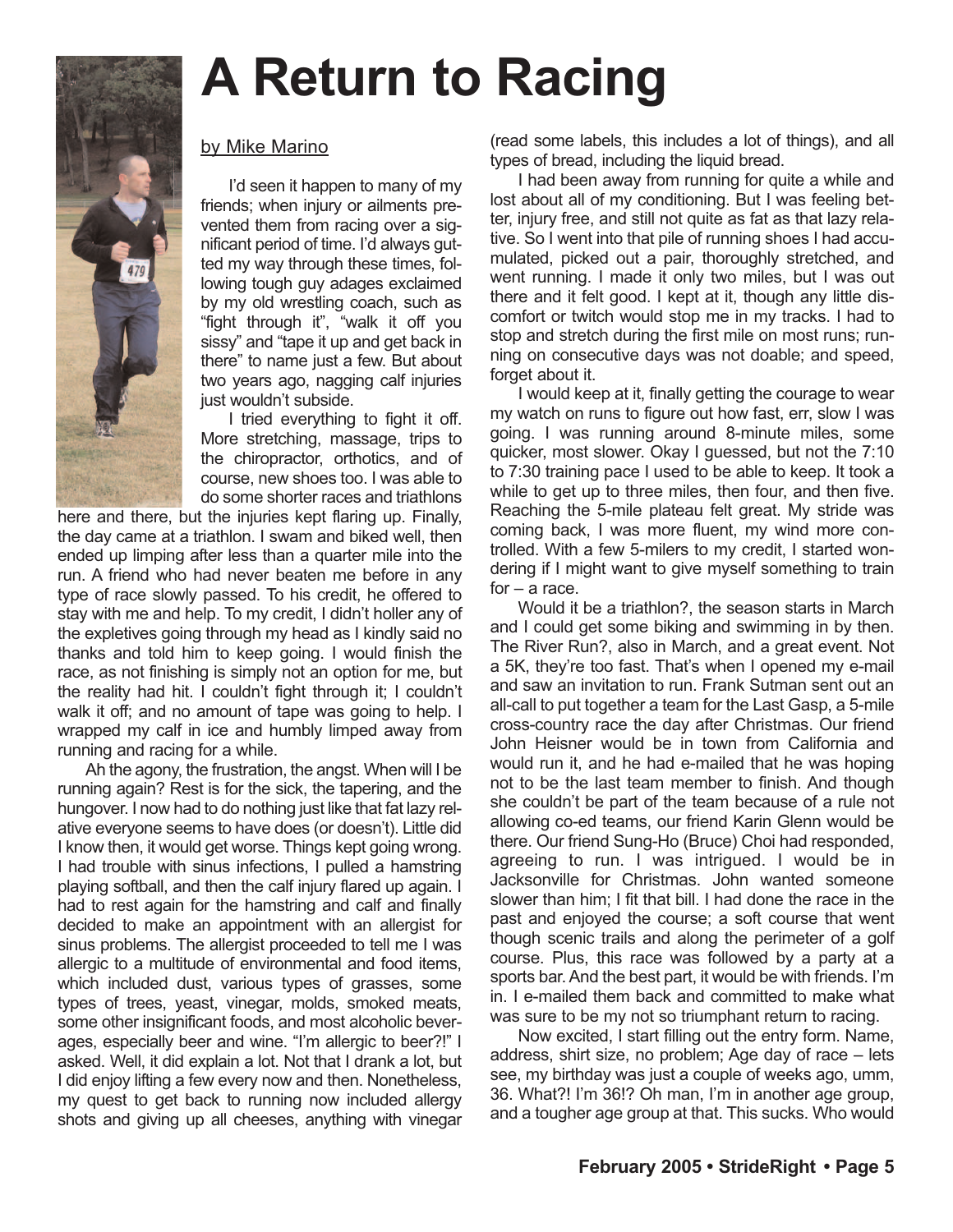# A Return to Racing

by Mike Marino

I'd seen it happen to many of my friends; when injury or ailments prevented them from racing over a significant period of time. I'd always gutted my way through these times, following tough guy adages exclaimed by my old wrestling coach, such as "fight through it", "walk it off you sissy" and "tape it up and get back in there" to name just a few. But about two years ago, nagging calf injuries just wouldn't subside.

I tried everything to fight it off. More stretching, massage, trips to the chiropractor, orthotics, and of course, new shoes too. I was able to do some shorter races and triathlons here and there, but the injuries kept flaring up. Finally, the day came at a triathlon. I swam and biked well, then ended up limping after less than a quarter mile into the run. A friend who had never beaten me before in any type of race slowly passed. To his credit, he offered to stay with me and help. To my credit, I didn't holler any of the expletives going through my head as I kindly said no thanks and told him to keep going. I would finish the race, as not finishing is simply not an option for me, but the reality had hit. I couldn't fight through it; I couldn't walk it off; and no amount of tape was going to help. I wrapped my calf in ice and humbly limped away from running and racing for a while.

Ah the agony, the frustration, the angst. When will I be running again? Rest is for the sick, the tapering, and the hungover. I now had to do nothing just like that fat lazy relative everyone seems to have does (or doesn't). Little did I know then, it would get worse. Things kept going wrong. I had trouble with sinus infections, I pulled a hamstring playing softball, and then the calf injury flared up again. I had to rest again for the hamstring and calf and finally decided to make an appointment with an allergist for sinus problems. The allergist proceeded to tell me I was allergic to a multitude of environmental and food items, which included dust, various types of grasses, some types of trees, yeast, vinegar, molds, smoked meats, some other insignificant foods, and most alcoholic beverages, especially beer and wine. "I'm allergic to beer?!" I asked. Well, it did explain a lot. Not that I drank a lot, but I did enjoy lifting a few every now and then. Nonetheless, my quest to get back to running now included allergy shots and giving up all cheeses, anything with vinegar (read some labels, this includes a lot of things), and all types of bread, including the liquid bread.

I had been away from running for quite a while and lost about all of my conditioning. But I was feeling better, injury free, and still not quite as fat as that lazy relative. So I went into that pile of running shoes I had accumulated, picked out a pair, thoroughly stretched, and went running. I made it only two miles, but I was out there and it felt good. I kept at it, though any little discomfort or twitch would stop me in my tracks. I had to stop and stretch during the first mile on most runs; running on consecutive days was not doable; and speed, forget about it.

I would keep at it, finally getting the courage to wear my watch on runs to figure out how fast, err, slow I was going. I was running around 8-minute miles, some quicker, most slower. Okay I guessed, but not the 7:10 to 7:30 training pace I used to be able to keep. It took a while to get up to three miles, then four, and then five. Reaching the 5-mile plateau felt great. My stride was coming back, I was more fluent, my wind more controlled. With a few 5-milers to my credit, I started wondering if I might want to give myself something to train for – a race.

Would it be a triathlon?, the season starts in March and I could get some biking and swimming in by then. The River Run?, also in March, and a great event. Not a 5K, they're too fast. That's when I opened my e-mail and saw an invitation to run. Frank Sutman sent out an all-call to put together a team for the Last Gasp, a 5-mile cross-country race the day after Christmas. Our friend John Heisner would be in town from California and would run it, and he had e-mailed that he was hoping not to be the last team member to finish. And though she couldn't be part of the team because of a rule not allowing co-ed teams, our friend Karin Glenn would be there. Our friend Sung-Ho (Bruce) Choi had responded, agreeing to run. I was intrigued. I would be in Jacksonville for Christmas. John wanted someone slower than him; I fit that bill. I had done the race in the past and enjoyed the course; a soft course that went though scenic trails and along the perimeter of a golf course. Plus, this race was followed by a party at a sports bar. And the best part, it would be with friends. I'm in. I e-mailed them back and committed to make what was sure to be my not so triumphant return to racing.

Now excited, I start filling out the entry form. Name, address, shirt size, no problem; Age day of race – lets see, my birthday was just a couple of weeks ago, umm, 36. What?! I'm 36!? Oh man, I'm in another age group, and a tougher age group at that. This sucks. Who would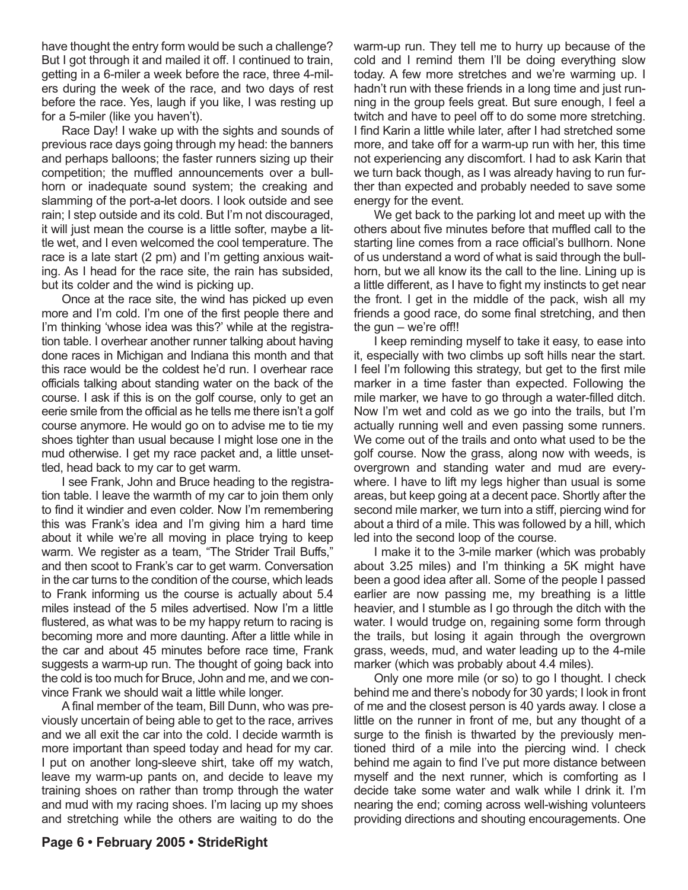have thought the entry form would be such a challenge? But I got through it and mailed it off. I continued to train, getting in a 6-miler a week before the race, three 4-milers during the week of the race, and two days of rest before the race. Yes, laugh if you like, I was resting up for a 5-miler (like you haven't).

Race Day! I wake up with the sights and sounds of previous race days going through my head: the banners and perhaps balloons; the faster runners sizing up their competition; the muffled announcements over a bullhorn or inadequate sound system; the creaking and slamming of the port-a-let doors. I look outside and see rain; I step outside and its cold. But I'm not discouraged, it will just mean the course is a little softer, maybe a little wet, and I even welcomed the cool temperature. The race is a late start (2 pm) and I'm getting anxious waiting. As I head for the race site, the rain has subsided, but its colder and the wind is picking up.

Once at the race site, the wind has picked up even more and I'm cold. I'm one of the first people there and I'm thinking 'whose idea was this?' while at the registration table. I overhear another runner talking about having done races in Michigan and Indiana this month and that this race would be the coldest he'd run. I overhear race officials talking about standing water on the back of the course. I ask if this is on the golf course, only to get an eerie smile from the official as he tells me there isn't a golf course anymore. He would go on to advise me to tie my shoes tighter than usual because I might lose one in the mud otherwise. I get my race packet and, a little unsettled, head back to my car to get warm.

I see Frank, John and Bruce heading to the registration table. I leave the warmth of my car to join them only to find it windier and even colder. Now I'm remembering this was Frank's idea and I'm giving him a hard time about it while we're all moving in place trying to keep warm. We register as a team, "The Strider Trail Buffs," and then scoot to Frank's car to get warm. Conversation in the car turns to the condition of the course, which leads to Frank informing us the course is actually about 5.4 miles instead of the 5 miles advertised. Now I'm a little flustered, as what was to be my happy return to racing is becoming more and more daunting. After a little while in the car and about 45 minutes before race time, Frank suggests a warm-up run. The thought of going back into the cold is too much for Bruce, John and me, and we convince Frank we should wait a little while longer.

A final member of the team, Bill Dunn, who was previously uncertain of being able to get to the race, arrives and we all exit the car into the cold. I decide warmth is more important than speed today and head for my car. I put on another long-sleeve shirt, take off my watch, leave my warm-up pants on, and decide to leave my training shoes on rather than tromp through the water and mud with my racing shoes. I'm lacing up my shoes and stretching while the others are waiting to do the warm-up run. They tell me to hurry up because of the cold and I remind them I'll be doing everything slow today. A few more stretches and we're warming up. I hadn't run with these friends in a long time and just running in the group feels great. But sure enough, I feel a twitch and have to peel off to do some more stretching. I find Karin a little while later, after I had stretched some more, and take off for a warm-up run with her, this time not experiencing any discomfort. I had to ask Karin that we turn back though, as I was already having to run further than expected and probably needed to save some energy for the event.

We get back to the parking lot and meet up with the others about five minutes before that muffled call to the starting line comes from a race official's bullhorn. None of us understand a word of what is said through the bullhorn, but we all know its the call to the line. Lining up is a little different, as I have to fight my instincts to get near the front. I get in the middle of the pack, wish all my friends a good race, do some final stretching, and then the gun – we're off!!

I keep reminding myself to take it easy, to ease into it, especially with two climbs up soft hills near the start. I feel I'm following this strategy, but get to the first mile marker in a time faster than expected. Following the mile marker, we have to go through a water-filled ditch. Now I'm wet and cold as we go into the trails, but I'm actually running well and even passing some runners. We come out of the trails and onto what used to be the golf course. Now the grass, along now with weeds, is overgrown and standing water and mud are everywhere. I have to lift my legs higher than usual is some areas, but keep going at a decent pace. Shortly after the second mile marker, we turn into a stiff, piercing wind for about a third of a mile. This was followed by a hill, which led into the second loop of the course.

I make it to the 3-mile marker (which was probably about 3.25 miles) and I'm thinking a 5K might have been a good idea after all. Some of the people I passed earlier are now passing me, my breathing is a little heavier, and I stumble as I go through the ditch with the water. I would trudge on, regaining some form through the trails, but losing it again through the overgrown grass, weeds, mud, and water leading up to the 4-mile marker (which was probably about 4.4 miles).

Only one more mile (or so) to go I thought. I check behind me and there's nobody for 30 yards; I look in front of me and the closest person is 40 yards away. I close a little on the runner in front of me, but any thought of a surge to the finish is thwarted by the previously mentioned third of a mile into the piercing wind. I check behind me again to find I've put more distance between myself and the next runner, which is comforting as I decide take some water and walk while I drink it. I'm nearing the end; coming across well-wishing volunteers providing directions and shouting encouragements. One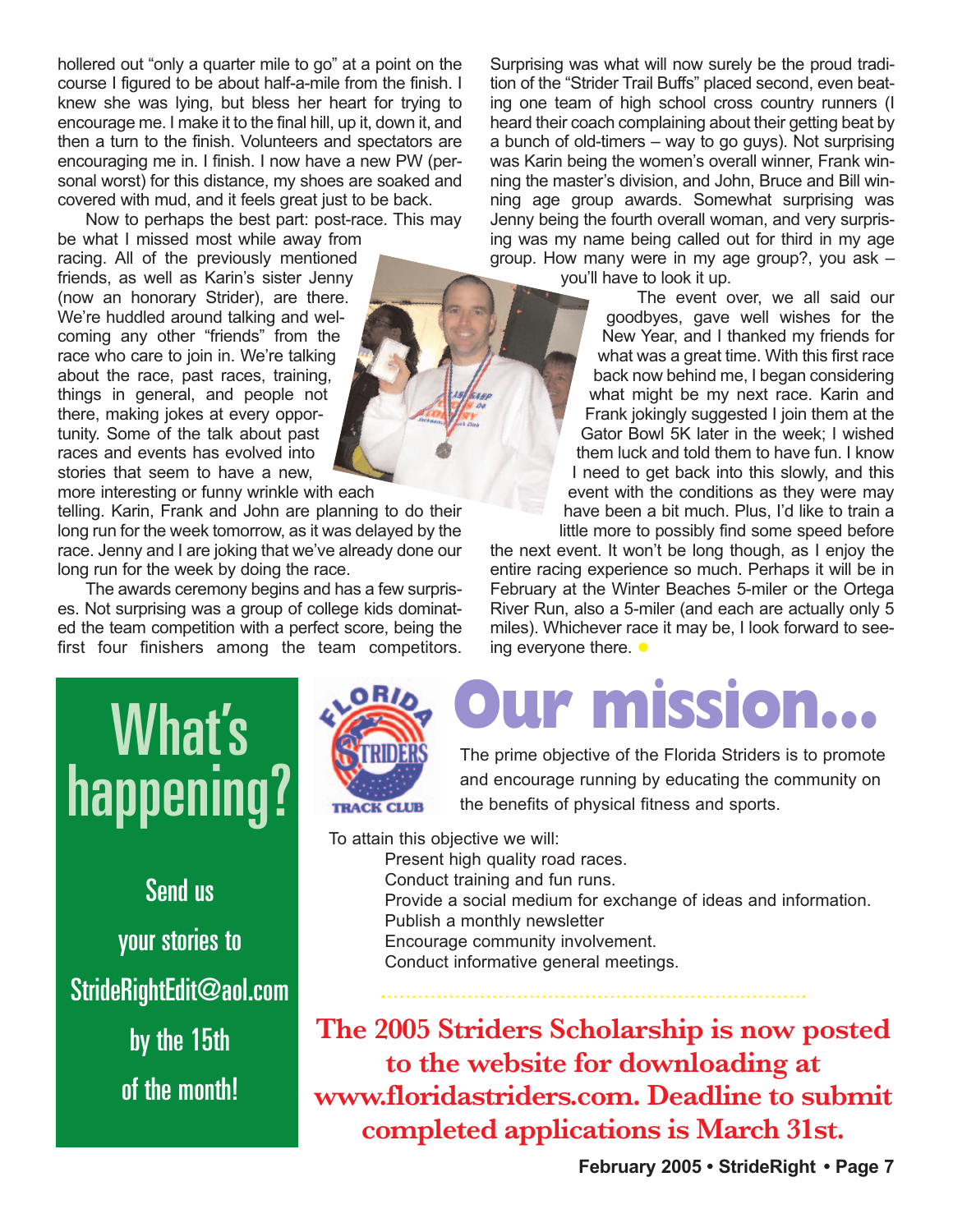hollered out "only a quarter mile to go" at a point on the course I figured to be about half-a-mile from the finish. I knew she was lying, but bless her heart for trying to encourage me. I make it to the final hill, up it, down it, and then a turn to the finish. Volunteers and spectators are encouraging me in. I finish. I now have a new PW (personal worst) for this distance, my shoes are soaked and covered with mud, and it feels great just to be back.

Now to perhaps the best part: post-race. This may be what I missed most while away from racing. All of the previously mentioned friends, as well as Karin's sister Jenny (now an honorary Strider), are there. We're huddled around talking and welcoming any other "friends" from the race who care to join in. We're talking about the race, past races, training, things in general, and people not there, making jokes at every opportunity. Some of the talk about past races and events has evolved into stories that seem to have a new, more interesting or funny wrinkle with each telling. Karin, Frank and John are planning to do their long run for the week tomorrow, as it was delayed by the race. Jenny and I are joking that we've already done our long run for the week by doing the race.

The awards ceremony begins and has a few surprises. Not surprising was a group of college kids dominated the team competition with a perfect score, being the first four finishers among the team competitors. Surprising was what will now surely be the proud tradition of the "Strider Trail Buffs" placed second, even beating one team of high school cross country runners (I heard their coach complaining about their getting beat by a bunch of old-timers – way to go guys). Not surprising was Karin being the women's overall winner, Frank winning the master's division, and John, Bruce and Bill winning age group awards. Somewhat surprising was Jenny being the fourth overall woman, and very surprising was my name being called out for third in my age group. How many were in my age group?, you ask – you'll have to look it up.

The event over, we all said our goodbyes, gave well wishes for the New Year, and I thanked my friends for what was a great time. With this first race back now behind me, I began considering what might be my next race. Karin and Frank jokingly suggested I join them at the Gator Bowl 5K later in the week; I wished them luck and told them to have fun. I know I need to get back into this slowly, and this event with the conditions as they were may have been a bit much. Plus, I'd like to train a little more to possibly find some speed before the next event. It won't be long though, as I enjoy the entire racing experience so much. Perhaps it will be in February at the Winter Beaches 5-miler or the Ortega River Run, also a 5-miler (and each are actually only 5 miles). Whichever race it may be, I look forward to seeing everyone there.

## What's happening?

Send us your stories to StrideRightEdit@aol.com by the 15th of the month!

# Our mission...

The prime objective of the Florida Striders is to promote and encourage running by educating the community on the benefits of physical fitness and sports.

To attain this objective we will:

- Present high quality road races.
- Conduct training and fun runs.
- Provide a social medium for exchange of ideas and information.
- Publish a monthly newsletter
- Encourage community involvement.
- Conduct informative general meetings.

**The 2005 Striders Scholarship is now posted to the website for downloading at www.floridastriders.com. Deadline to submit completed applications is March 31st.**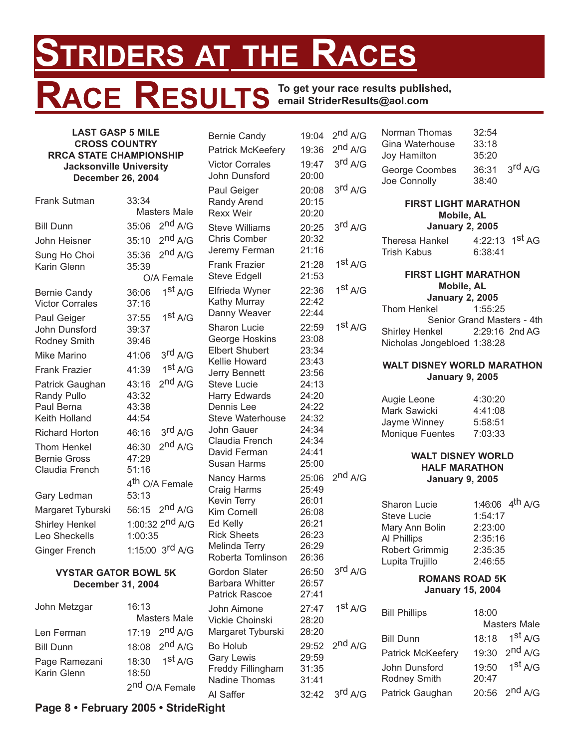# Striders at the Races

# Race Results

**To get your race results published, email StriderResults@aol.com**

**LAST GASP 5 MILE CROSS COUNTRY RRCA STATE CHAMPIONSHIP**
**Jacksonville University**
**December 26, 2004**

| Name | Time | Place |
|---|---|---|
| Frank Sutman | 33:34 | Masters Male |
| Bill Dunn | 35:06 | 2nd A/G |
| John Heisner | 35:10 | 2nd A/G |
| Sung Ho Choi | 35:36 | 2nd A/G |
| Karin Glenn | 35:39 | O/A Female |
| Bernie Candy | 36:06 | 1st A/G |
| Victor Corrales | 37:16 | |
| Paul Geiger | 37:55 | 1st A/G |
| John Dunsford | 39:37 | |
| Rodney Smith | 39:46 | |
| Mike Marino | 41:06 | 3rd A/G |
| Frank Frazier | 41:39 | 1st A/G |
| Patrick Gaughan | 43:16 | 2nd A/G |
| Randy Pullo | 43:32 | |
| Paul Berna | 43:38 | |
| Keith Holland | 44:54 | |
| Richard Horton | 46:16 | 3rd A/G |
| Thom Henkel | 46:30 | 2nd A/G |
| Bernie Gross | 47:29 | |
| Claudia French | 51:16 | 4th O/A Female |
| Gary Ledman | 53:13 | |
| Margaret Tyburski | 56:15 | 2nd A/G |
| Shirley Henkel | 1:00:32 | 2nd A/G |
| Leo Sheckells | 1:00:35 | |
| Ginger French | 1:15:00 | 3rd A/G |

**VYSTAR GATOR BOWL 5K**
**December 31, 2004**

| Name | Time | Place |
|---|---|---|
| John Metzgar | 16:13 | Masters Male |
| Len Ferman | 17:19 | 2nd A/G |
| Bill Dunn | 18:08 | 2nd A/G |
| Page Ramezani | 18:30 | 1st A/G |
| Karin Glenn | 18:50 | 2nd O/A Female |
| Bernie Candy | 19:04 | 2nd A/G |
| Patrick McKeefery | 19:36 | 2nd A/G |
| Victor Corrales | 19:47 | 3rd A/G |
| John Dunsford | 20:00 | |
| Paul Geiger | 20:08 | 3rd A/G |
| Randy Arend | 20:15 | |
| Rexx Weir | 20:20 | |
| Steve Williams | 20:25 | 3rd A/G |
| Chris Comber | 20:32 | |
| Jeremy Ferman | 21:16 | |
| Frank Frazier | 21:28 | 1st A/G |
| Steve Edgell | 21:53 | |
| Elfrieda Wyner | 22:36 | 1st A/G |
| Kathy Murray | 22:42 | |
| Danny Weaver | 22:44 | |
| Sharon Lucie | 22:59 | 1st A/G |
| George Hoskins | 23:08 | |
| Elbert Shubert | 23:34 | |
| Kellie Howard | 23:43 | |
| Jerry Bennett | 23:56 | |
| Steve Lucie | 24:13 | |
| Harry Edwards | 24:20 | |
| Dennis Lee | 24:22 | |
| Steve Waterhouse | 24:32 | |
| John Gauer | 24:34 | |
| Claudia French | 24:34 | |
| David Ferman | 24:41 | |
| Susan Harms | 25:00 | |
| Nancy Harms | 25:06 | 2nd A/G |
| Craig Harms | 25:49 | |
| Kevin Terry | 26:01 | |
| Kim Cornell | 26:08 | |
| Ed Kelly | 26:21 | |
| Rick Sheets | 26:23 | |
| Melinda Terry | 26:29 | |
| Roberta Tomlinson | 26:36 | |
| Gordon Slater | 26:50 | 3rd A/G |
| Barbara Whitter | 26:57 | |
| Patrick Rascoe | 27:41 | |
| John Aimone | 27:47 | 1st A/G |
| Vickie Choinski | 28:20 | |
| Margaret Tyburski | 28:20 | |
| Bo Holub | 29:52 | 2nd A/G |
| Gary Lewis | 29:59 | |
| Freddy Fillingham | 31:35 | |
| Nadine Thomas | 31:41 | |
| Al Saffer | 32:42 | 3rd A/G |
| Norman Thomas | 32:54 | |
| Gina Waterhouse | 33:18 | |
| Joy Hamilton | 35:20 | |
| George Coombes | 36:31 | 3rd A/G |
| Joe Connolly | 38:40 | |

**FIRST LIGHT MARATHON**
**Mobile, AL**
**January 2, 2005**

| Name | Time | Place |
|---|---|---|
| Theresa Hankel | 4:22:13 | 1st AG |
| Trish Kabus | 6:38:41 | |

**FIRST LIGHT MARATHON**
**Mobile, AL**
**January 2, 2005**

| Name | Time | Place |
|---|---|---|
| Thom Henkel | 1:55:25 | Senior Grand Masters - 4th |
| Shirley Henkel | 2:29:16 | 2nd AG |
| Nicholas Jongebloed | 1:38:28 | |

**WALT DISNEY WORLD MARATHON**
**January 9, 2005**

| Name | Time |
|---|---|
| Augie Leone | 4:30:20 |
| Mark Sawicki | 4:41:08 |
| Jayme Winney | 5:58:51 |
| Monique Fuentes | 7:03:33 |

**WALT DISNEY WORLD HALF MARATHON**
**January 9, 2005**

| Name | Time | Place |
|---|---|---|
| Sharon Lucie | 1:46:06 | 4th A/G |
| Steve Lucie | 1:54:17 | |
| Mary Ann Bolin | 2:23:00 | |
| Al Phillips | 2:35:16 | |
| Robert Grimmig | 2:35:35 | |
| Lupita Trujillo | 2:46:55 | |

**ROMANS ROAD 5K**
**January 15, 2004**

| Name | Time | Place |
|---|---|---|
| Bill Phillips | 18:00 | Masters Male |
| Bill Dunn | 18:18 | 1st A/G |
| Patrick McKeefery | 19:30 | 2nd A/G |
| John Dunsford | 19:50 | 1st A/G |
| Rodney Smith | 20:47 | |
| Patrick Gaughan | 20:56 | 2nd A/G |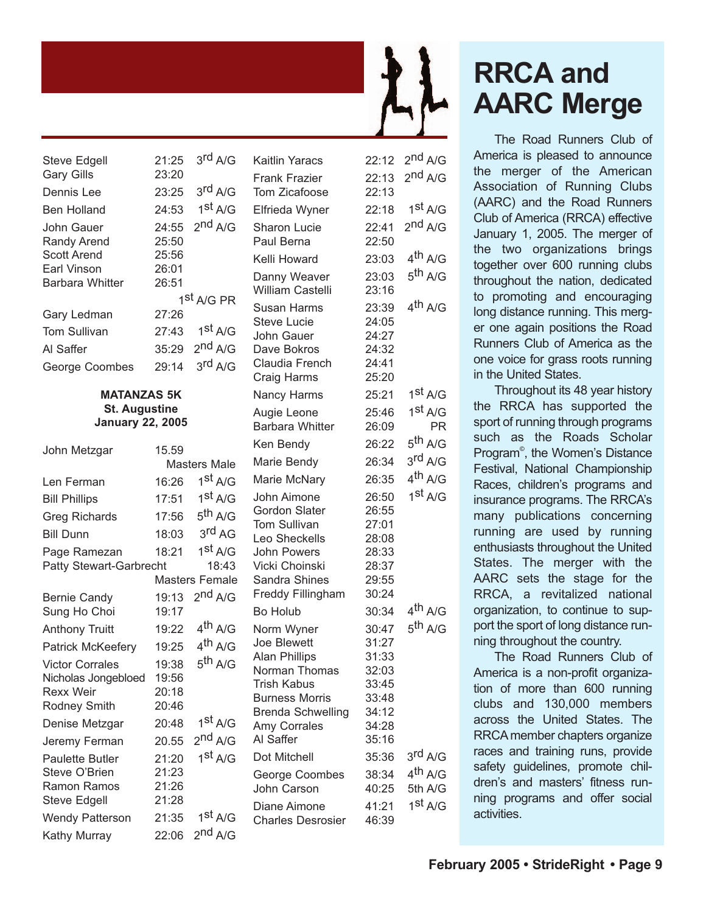| | | |
|---|---|---|
| Steve Edgell | 21:25 | 3rd A/G |
| Gary Gills | 23:20 | |
| Dennis Lee | 23:25 | 3rd A/G |
| Ben Holland | 24:53 | 1st A/G |
| John Gauer | 24:55 | 2nd A/G |
| Randy Arend | 25:50 | |
| Scott Arend | 25:56 | |
| Earl Vinson | 26:01 | |
| Barbara Whitter | 26:51 | |
| | | 1st A/G PR |
| Gary Ledman | 27:26 | |
| Tom Sullivan | 27:43 | 1st A/G |
| Al Saffer | 35:29 | 2nd A/G |
| George Coombes | 29:14 | 3rd A/G |

**MATANZAS 5K**
**St. Augustine**
**January 22, 2005**

| | | |
|---|---|---|
| John Metzgar | 15.59 | |
| | | Masters Male |
| Len Ferman | 16:26 | 1st A/G |
| Bill Phillips | 17:51 | 1st A/G |
| Greg Richards | 17:56 | 5th A/G |
| Bill Dunn | 18:03 | 3rd AG |
| Page Ramezan | 18:21 | 1st A/G |
| Patty Stewart-Garbrecht | | 18:43 |
| | | Masters Female |
| Bernie Candy | 19:13 | 2nd A/G |
| Sung Ho Choi | 19:17 | |
| Anthony Truitt | 19:22 | 4th A/G |
| Patrick McKeefery | 19:25 | 4th A/G |
| Victor Corrales | 19:38 | 5th A/G |
| Nicholas Jongebloed | 19:56 | |
| Rexx Weir | 20:18 | |
| Rodney Smith | 20:46 | |
| Denise Metzgar | 20:48 | 1st A/G |
| Jeremy Ferman | 20.55 | 2nd A/G |
| Paulette Butler | 21:20 | 1st A/G |
| Steve O'Brien | 21:23 | |
| Ramon Ramos | 21:26 | |
| Steve Edgell | 21:28 | |
| Wendy Patterson | 21:35 | 1st A/G |
| Kathy Murray | 22:06 | 2nd A/G |
| Kaitlin Yaracs | 22:12 | 2nd A/G |
| Frank Frazier | 22:13 | 2nd A/G |
| Tom Zicafoose | 22:13 | |
| Elfrieda Wyner | 22:18 | 1st A/G |
| Sharon Lucie | 22:41 | 2nd A/G |
| Paul Berna | 22:50 | |
| Kelli Howard | 23:03 | 4th A/G |
| Danny Weaver | 23:03 | 5th A/G |
| William Castelli | 23:16 | |
| Susan Harms | 23:39 | 4th A/G |
| Steve Lucie | 24:05 | |
| John Gauer | 24:27 | |
| Dave Bokros | 24:32 | |
| Claudia French | 24:41 | |
| Craig Harms | 25:20 | |
| Nancy Harms | 25:21 | 1st A/G |
| Augie Leone | 25:46 | 1st A/G |
| Barbara Whitter | 26:09 | PR |
| Ken Bendy | 26:22 | 5th A/G |
| Marie Bendy | 26:34 | 3rd A/G |
| Marie McNary | 26:35 | 4th A/G |
| John Aimone | 26:50 | 1st A/G |
| Gordon Slater | 26:55 | |
| Tom Sullivan | 27:01 | |
| Leo Sheckells | 28:08 | |
| John Powers | 28:33 | |
| Vicki Choinski | 28:37 | |
| Sandra Shines | 29:55 | |
| Freddy Fillingham | 30:24 | |
| Bo Holub | 30:34 | 4th A/G |
| Norm Wyner | 30:47 | 5th A/G |
| Joe Blewett | 31:27 | |
| Alan Phillips | 31:33 | |
| Norman Thomas | 32:03 | |
| Trish Kabus | 33:45 | |
| Burness Morris | 33:48 | |
| Brenda Schwelling | 34:12 | |
| Amy Corrales | 34:28 | |
| Al Saffer | 35:16 | |
| Dot Mitchell | 35:36 | 3rd A/G |
| George Coombes | 38:34 | 4th A/G |
| John Carson | 40:25 | 5th A/G |
| Diane Aimone | 41:21 | 1st A/G |
| Charles Desrosier | 46:39 | |

# RRCA and AARC Merge

The Road Runners Club of America is pleased to announce the merger of the American Association of Running Clubs (AARC) and the Road Runners Club of America (RRCA) effective January 1, 2005. The merger of the two organizations brings together over 600 running clubs throughout the nation, dedicated to promoting and encouraging long distance running. This merger one again positions the Road Runners Club of America as the one voice for grass roots running in the United States.

Throughout its 48 year history the RRCA has supported the sport of running through programs such as the Roads Scholar Program©, the Women's Distance Festival, National Championship Races, children's programs and insurance programs. The RRCA's many publications concerning running are used by running enthusiasts throughout the United States. The merger with the AARC sets the stage for the RRCA, a revitalized national organization, to continue to support the sport of long distance running throughout the country.

The Road Runners Club of America is a non-profit organization of more than 600 running clubs and 130,000 members across the United States. The RRCA member chapters organize races and training runs, provide safety guidelines, promote children's and masters' fitness running programs and offer social activities.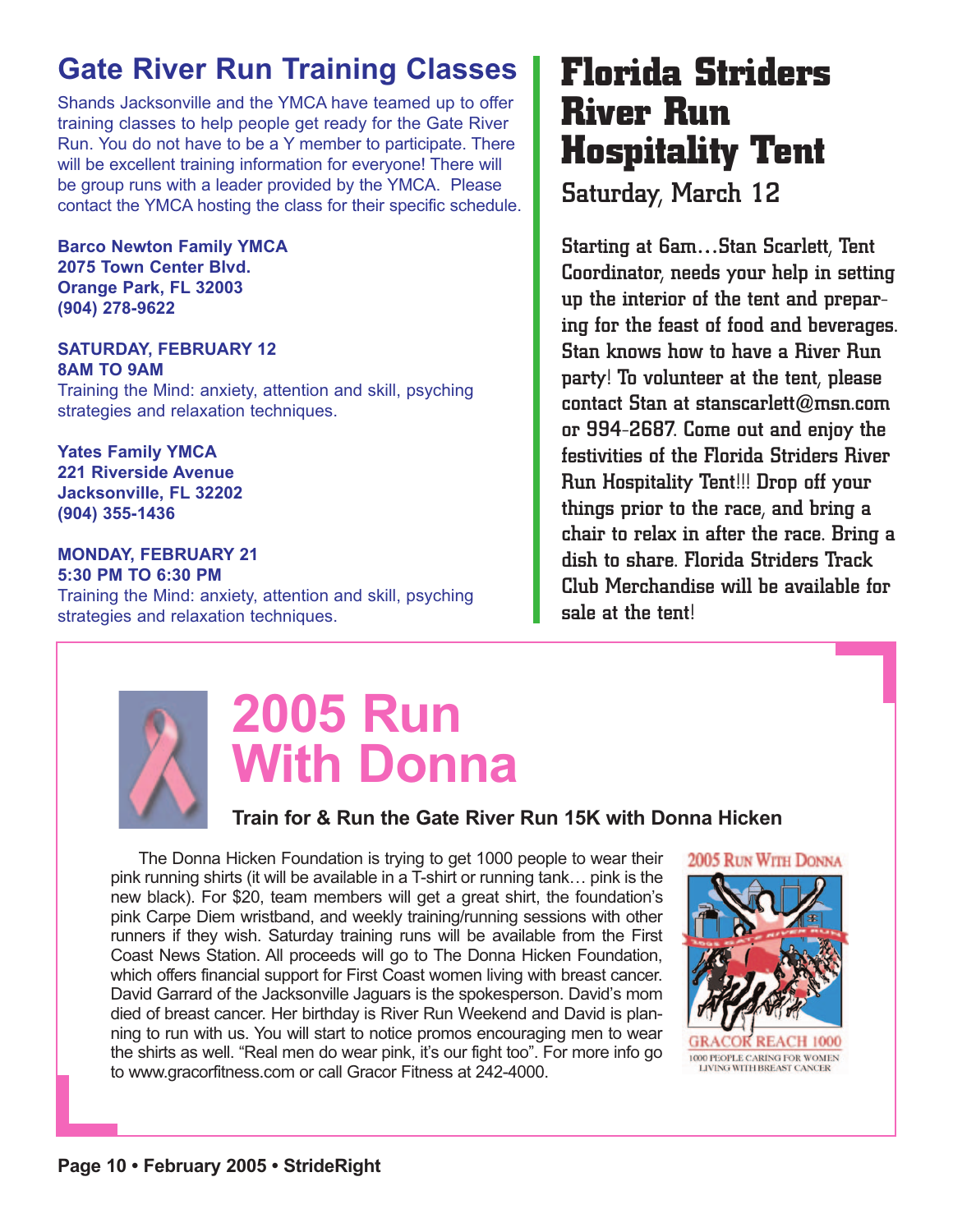## Gate River Run Training Classes

Shands Jacksonville and the YMCA have teamed up to offer training classes to help people get ready for the Gate River Run. You do not have to be a Y member to participate. There will be excellent training information for everyone! There will be group runs with a leader provided by the YMCA. Please contact the YMCA hosting the class for their specific schedule.

**Barco Newton Family YMCA**
**2075 Town Center Blvd.**
**Orange Park, FL 32003**
**(904) 278-9622**

**SATURDAY, FEBRUARY 12**
**8AM TO 9AM**
Training the Mind: anxiety, attention and skill, psyching strategies and relaxation techniques.

**Yates Family YMCA**
**221 Riverside Avenue**
**Jacksonville, FL 32202**
**(904) 355-1436**

**MONDAY, FEBRUARY 21**
**5:30 PM TO 6:30 PM**
Training the Mind: anxiety, attention and skill, psyching strategies and relaxation techniques.

## Florida Striders River Run Hospitality Tent

### Saturday, March 12

Starting at 6am…Stan Scarlett, Tent Coordinator, needs your help in setting up the interior of the tent and preparing for the feast of food and beverages. Stan knows how to have a River Run party! To volunteer at the tent, please contact Stan at stanscarlett@msn.com or 994-2687. Come out and enjoy the festivities of the Florida Striders River Run Hospitality Tent!!! Drop off your things prior to the race, and bring a chair to relax in after the race. Bring a dish to share. Florida Striders Track Club Merchandise will be available for sale at the tent!

## 2005 Run With Donna

**Train for & Run the Gate River Run 15K with Donna Hicken**

The Donna Hicken Foundation is trying to get 1000 people to wear their pink running shirts (it will be available in a T-shirt or running tank… pink is the new black). For $20, team members will get a great shirt, the foundation's pink Carpe Diem wristband, and weekly training/running sessions with other runners if they wish. Saturday training runs will be available from the First Coast News Station. All proceeds will go to The Donna Hicken Foundation, which offers financial support for First Coast women living with breast cancer. David Garrard of the Jacksonville Jaguars is the spokesperson. David's mom died of breast cancer. Her birthday is River Run Weekend and David is planning to run with us. You will start to notice promos encouraging men to wear the shirts as well. "Real men do wear pink, it's our fight too". For more info go to www.gracorfitness.com or call Gracor Fitness at 242-4000.

2005 RUN WITH DONNA

GRACOR REACH 1000
1000 PEOPLE CARING FOR WOMEN LIVING WITH BREAST CANCER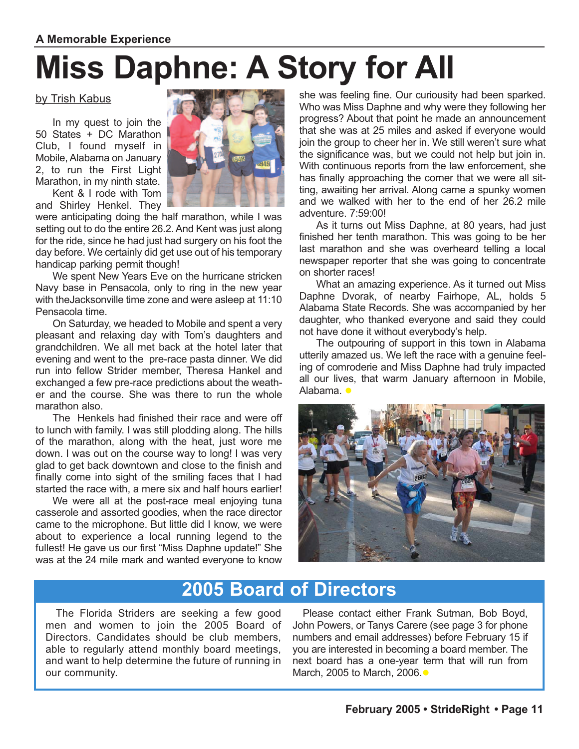A Memorable Experience

# Miss Daphne: A Story for All

by Trish Kabus

In my quest to join the 50 States + DC Marathon Club, I found myself in Mobile, Alabama on January 2, to run the First Light Marathon, in my ninth state.

Kent & I rode with Tom and Shirley Henkel. They were anticipating doing the half marathon, while I was setting out to do the entire 26.2. And Kent was just along for the ride, since he had just had surgery on his foot the day before. We certainly did get use out of his temporary handicap parking permit though!

We spent New Years Eve on the hurricane stricken Navy base in Pensacola, only to ring in the new year with theJacksonville time zone and were asleep at 11:10 Pensacola time.

On Saturday, we headed to Mobile and spent a very pleasant and relaxing day with Tom's daughters and grandchildren. We all met back at the hotel later that evening and went to the pre-race pasta dinner. We did run into fellow Strider member, Theresa Hankel and exchanged a few pre-race predictions about the weather and the course. She was there to run the whole marathon also.

The Henkels had finished their race and were off to lunch with family. I was still plodding along. The hills of the marathon, along with the heat, just wore me down. I was out on the course way to long! I was very glad to get back downtown and close to the finish and finally come into sight of the smiling faces that I had started the race with, a mere six and half hours earlier!

We were all at the post-race meal enjoying tuna casserole and assorted goodies, when the race director came to the microphone. But little did I know, we were about to experience a local running legend to the fullest! He gave us our first "Miss Daphne update!" She was at the 24 mile mark and wanted everyone to know she was feeling fine. Our curiousity had been sparked. Who was Miss Daphne and why were they following her progress? About that point he made an announcement that she was at 25 miles and asked if everyone would join the group to cheer her in. We still weren't sure what the significance was, but we could not help but join in. With continuous reports from the law enforcement, she has finally approaching the corner that we were all sitting, awaiting her arrival. Along came a spunky women and we walked with her to the end of her 26.2 mile adventure. 7:59:00!

As it turns out Miss Daphne, at 80 years, had just finished her tenth marathon. This was going to be her last marathon and she was overheard telling a local newspaper reporter that she was going to concentrate on shorter races!

What an amazing experience. As it turned out Miss Daphne Dvorak, of nearby Fairhope, AL, holds 5 Alabama State Records. She was accompanied by her daughter, who thanked everyone and said they could not have done it without everybody's help.

The outpouring of support in this town in Alabama utterily amazed us. We left the race with a genuine feeling of comroderie and Miss Daphne had truly impacted all our lives, that warm January afternoon in Mobile, Alabama.

## 2005 Board of Directors

The Florida Striders are seeking a few good men and women to join the 2005 Board of Directors. Candidates should be club members, able to regularly attend monthly board meetings, and want to help determine the future of running in our community.

Please contact either Frank Sutman, Bob Boyd, John Powers, or Tanys Carere (see page 3 for phone numbers and email addresses) before February 15 if you are interested in becoming a board member. The next board has a one-year term that will run from March, 2005 to March, 2006.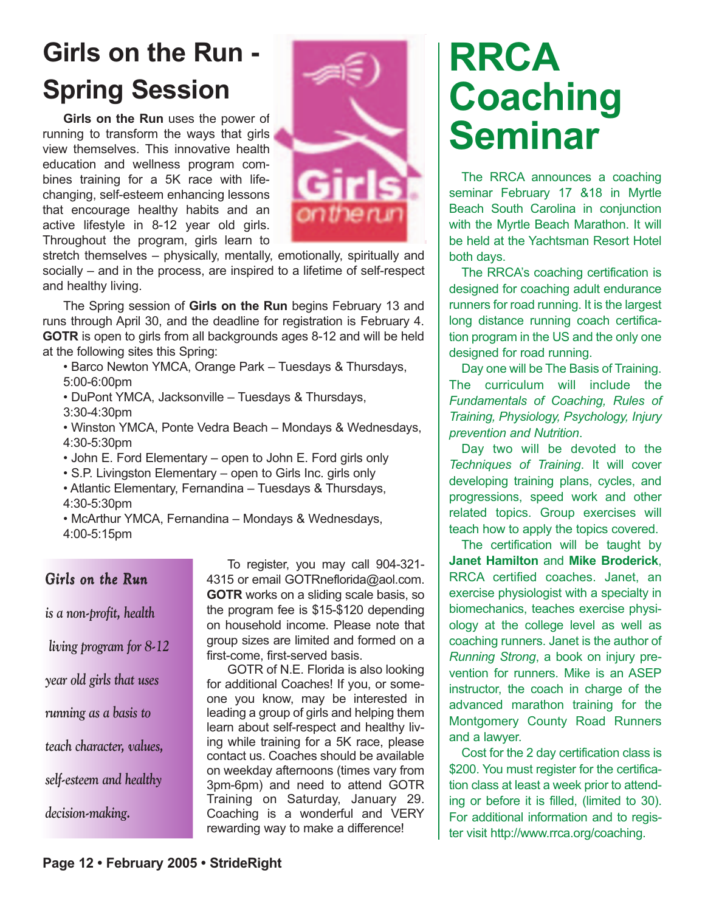# Girls on the Run - Spring Session

**Girls on the Run** uses the power of running to transform the ways that girls view themselves. This innovative health education and wellness program combines training for a 5K race with life-changing, self-esteem enhancing lessons that encourage healthy habits and an active lifestyle in 8-12 year old girls. Throughout the program, girls learn to stretch themselves – physically, mentally, emotionally, spiritually and socially – and in the process, are inspired to a lifetime of self-respect and healthy living.

The Spring session of **Girls on the Run** begins February 13 and runs through April 30, and the deadline for registration is February 4. **GOTR** is open to girls from all backgrounds ages 8-12 and will be held at the following sites this Spring:

- Barco Newton YMCA, Orange Park – Tuesdays & Thursdays, 5:00-6:00pm
- DuPont YMCA, Jacksonville – Tuesdays & Thursdays, 3:30-4:30pm
- Winston YMCA, Ponte Vedra Beach – Mondays & Wednesdays, 4:30-5:30pm
- John E. Ford Elementary – open to John E. Ford girls only
- S.P. Livingston Elementary – open to Girls Inc. girls only
- Atlantic Elementary, Fernandina – Tuesdays & Thursdays, 4:30-5:30pm
- McArthur YMCA, Fernandina – Mondays & Wednesdays, 4:00-5:15pm

*Girls on the Run is a non-profit, health living program for 8-12 year old girls that uses running as a basis to teach character, values, self-esteem and healthy decision-making.*

To register, you may call 904-321-4315 or email GOTRneflorida@aol.com. **GOTR** works on a sliding scale basis, so the program fee is $15-$120 depending on household income. Please note that group sizes are limited and formed on a first-come, first-served basis.

GOTR of N.E. Florida is also looking for additional Coaches! If you, or someone you know, may be interested in leading a group of girls and helping them learn about self-respect and healthy living while training for a 5K race, please contact us. Coaches should be available on weekday afternoons (times vary from 3pm-6pm) and need to attend GOTR Training on Saturday, January 29. Coaching is a wonderful and VERY rewarding way to make a difference!

# RRCA Coaching Seminar

The RRCA announces a coaching seminar February 17 &18 in Myrtle Beach South Carolina in conjunction with the Myrtle Beach Marathon. It will be held at the Yachtsman Resort Hotel both days.

The RRCA's coaching certification is designed for coaching adult endurance runners for road running. It is the largest long distance running coach certification program in the US and the only one designed for road running.

Day one will be The Basis of Training. The curriculum will include the *Fundamentals of Coaching, Rules of Training, Physiology, Psychology, Injury prevention and Nutrition*.

Day two will be devoted to the *Techniques of Training*. It will cover developing training plans, cycles, and progressions, speed work and other related topics. Group exercises will teach how to apply the topics covered.

The certification will be taught by **Janet Hamilton** and **Mike Broderick**, RRCA certified coaches. Janet, an exercise physiologist with a specialty in biomechanics, teaches exercise physiology at the college level as well as coaching runners. Janet is the author of *Running Strong*, a book on injury prevention for runners. Mike is an ASEP instructor, the coach in charge of the advanced marathon training for the Montgomery County Road Runners and a lawyer.

Cost for the 2 day certification class is $200. You must register for the certification class at least a week prior to attending or before it is filled, (limited to 30). For additional information and to register visit http://www.rrca.org/coaching.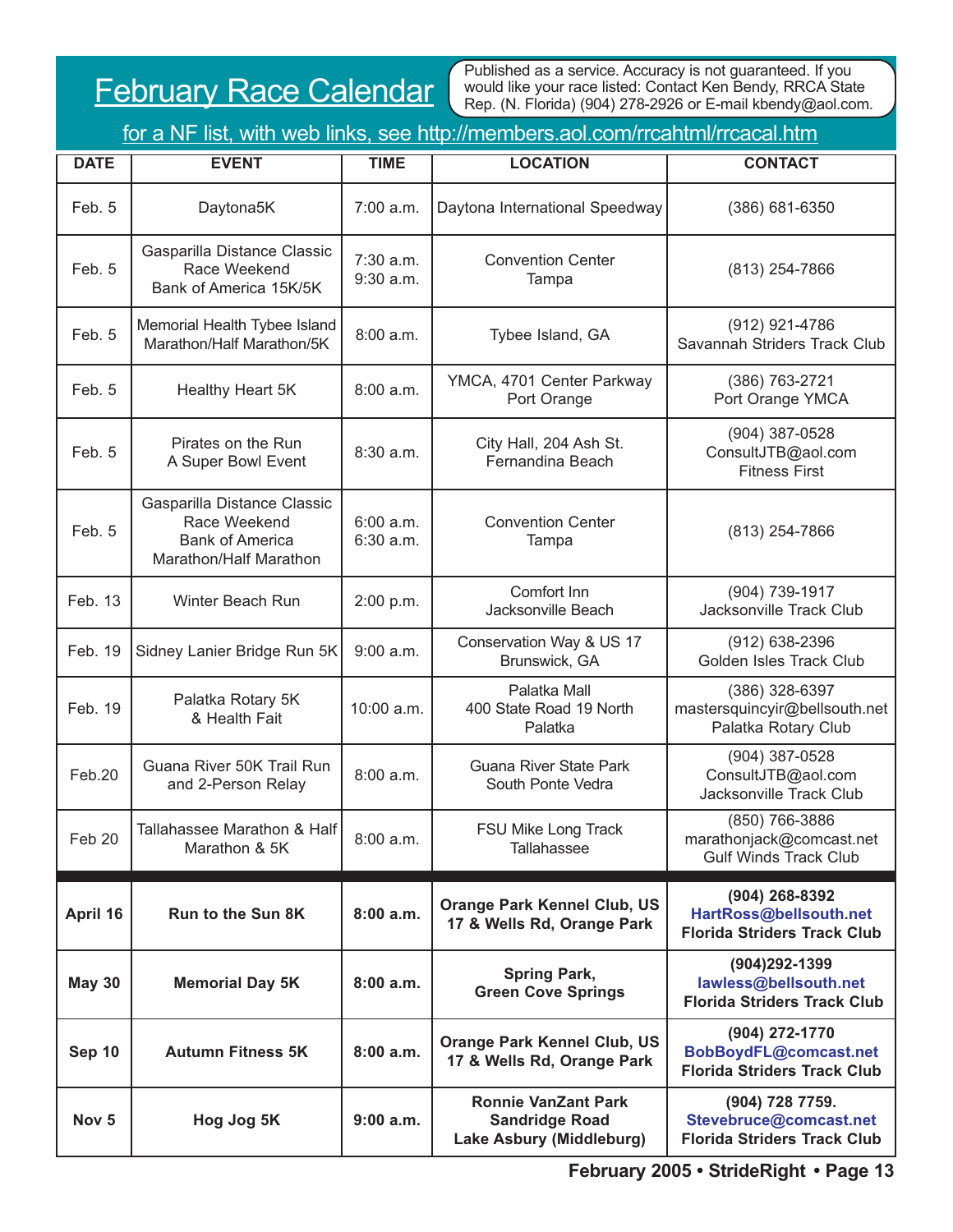# February Race Calendar

Published as a service. Accuracy is not guaranteed. If you would like your race listed: Contact Ken Bendy, RRCA State Rep. (N. Florida) (904) 278-2926 or E-mail kbendy@aol.com.

for a NF list, with web links, see http://members.aol.com/rrcahtml/rrcacal.htm

| DATE | EVENT | TIME | LOCATION | CONTACT |
|---|---|---|---|---|
| Feb. 5 | Daytona5K | 7:00 a.m. | Daytona International Speedway | (386) 681-6350 |
| Feb. 5 | Gasparilla Distance Classic Race Weekend Bank of America 15K/5K | 7:30 a.m. 9:30 a.m. | Convention Center Tampa | (813) 254-7866 |
| Feb. 5 | Memorial Health Tybee Island Marathon/Half Marathon/5K | 8:00 a.m. | Tybee Island, GA | (912) 921-4786 Savannah Striders Track Club |
| Feb. 5 | Healthy Heart 5K | 8:00 a.m. | YMCA, 4701 Center Parkway Port Orange | (386) 763-2721 Port Orange YMCA |
| Feb. 5 | Pirates on the Run A Super Bowl Event | 8:30 a.m. | City Hall, 204 Ash St. Fernandina Beach | (904) 387-0528 ConsultJTB@aol.com Fitness First |
| Feb. 5 | Gasparilla Distance Classic Race Weekend Bank of America Marathon/Half Marathon | 6:00 a.m. 6:30 a.m. | Convention Center Tampa | (813) 254-7866 |
| Feb. 13 | Winter Beach Run | 2:00 p.m. | Comfort Inn Jacksonville Beach | (904) 739-1917 Jacksonville Track Club |
| Feb. 19 | Sidney Lanier Bridge Run 5K | 9:00 a.m. | Conservation Way & US 17 Brunswick, GA | (912) 638-2396 Golden Isles Track Club |
| Feb. 19 | Palatka Rotary 5K & Health Fait | 10:00 a.m. | Palatka Mall 400 State Road 19 North Palatka | (386) 328-6397 mastersquincyir@bellsouth.net Palatka Rotary Club |
| Feb.20 | Guana River 50K Trail Run and 2-Person Relay | 8:00 a.m. | Guana River State Park South Ponte Vedra | (904) 387-0528 ConsultJTB@aol.com Jacksonville Track Club |
| Feb 20 | Tallahassee Marathon & Half Marathon & 5K | 8:00 a.m. | FSU Mike Long Track Tallahassee | (850) 766-3886 marathonjack@comcast.net Gulf Winds Track Club |
| **April 16** | **Run to the Sun 8K** | **8:00 a.m.** | **Orange Park Kennel Club, US 17 & Wells Rd, Orange Park** | **(904) 268-8392 HartRoss@bellsouth.net Florida Striders Track Club** |
| **May 30** | **Memorial Day 5K** | **8:00 a.m.** | **Spring Park, Green Cove Springs** | **(904)292-1399 lawless@bellsouth.net Florida Striders Track Club** |
| **Sep 10** | **Autumn Fitness 5K** | **8:00 a.m.** | **Orange Park Kennel Club, US 17 & Wells Rd, Orange Park** | **(904) 272-1770 BobBoydFL@comcast.net Florida Striders Track Club** |
| **Nov 5** | **Hog Jog 5K** | **9:00 a.m.** | **Ronnie VanZant Park Sandridge Road Lake Asbury (Middleburg)** | **(904) 728 7759. Stevebruce@comcast.net Florida Striders Track Club** |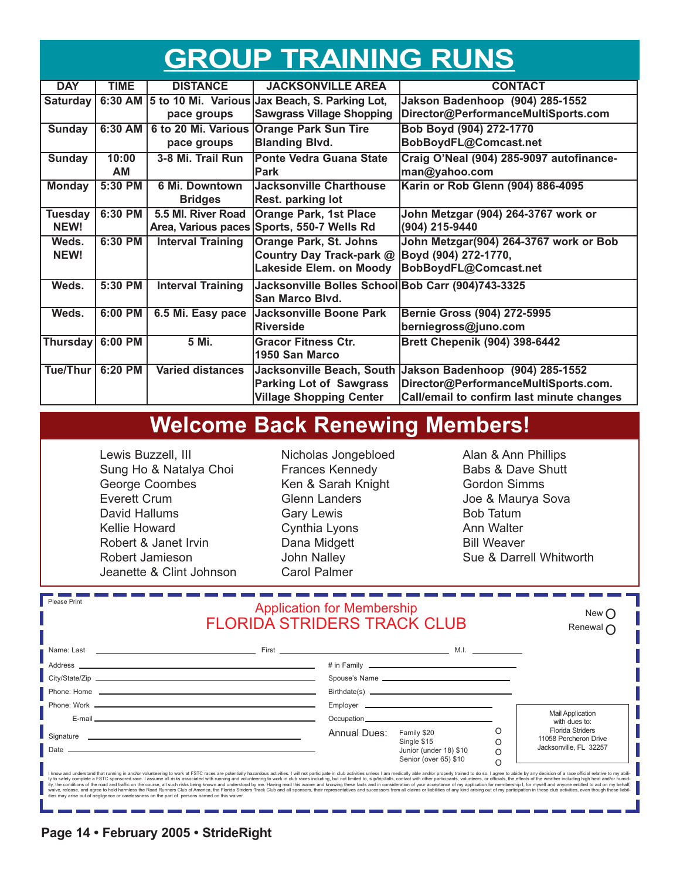# GROUP TRAINING RUNS

| DAY | TIME | DISTANCE | JACKSONVILLE AREA | CONTACT |
|---|---|---|---|---|
| Saturday | 6:30 AM | 5 to 10 Mi. Various pace groups | Jax Beach, S. Parking Lot, Sawgrass Village Shopping | Jakson Badenhoop (904) 285-1552 Director@PerformanceMultiSports.com |
| Sunday | 6:30 AM | 6 to 20 Mi. Various pace groups | Orange Park Sun Tire Blanding Blvd. | Bob Boyd (904) 272-1770 BobBoydFL@Comcast.net |
| Sunday | 10:00 AM | 3-8 Mi. Trail Run | Ponte Vedra Guana State Park | Craig O'Neal (904) 285-9097 autofinance-man@yahoo.com |
| Monday | 5:30 PM | 6 Mi. Downtown Bridges | Jacksonville Charthouse Rest. parking lot | Karin or Rob Glenn (904) 886-4095 |
| Tuesday NEW! | 6:30 PM | 5.5 MI. River Road Area, Various paces | Orange Park, 1st Place Sports, 550-7 Wells Rd | John Metzgar (904) 264-3767 work or (904) 215-9440 |
| Weds. NEW! | 6:30 PM | Interval Training | Orange Park, St. Johns Country Day Track-park @ Lakeside Elem. on Moody | John Metzgar(904) 264-3767 work or Bob Boyd (904) 272-1770, BobBoydFL@Comcast.net |
| Weds. | 5:30 PM | Interval Training | Jacksonville Bolles School San Marco Blvd. | Bob Carr (904)743-3325 |
| Weds. | 6:00 PM | 6.5 Mi. Easy pace | Jacksonville Boone Park Riverside | Bernie Gross (904) 272-5995 berniegross@juno.com |
| Thursday | 6:00 PM | 5 Mi. | Gracor Fitness Ctr. 1950 San Marco | Brett Chepenik (904) 398-6442 |
| Tue/Thur | 6:20 PM | Varied distances | Jacksonville Beach, South Parking Lot of Sawgrass Village Shopping Center | Jakson Badenhoop (904) 285-1552 Director@PerformanceMultiSports.com. Call/email to confirm last minute changes |

# Welcome Back Renewing Members!

Lewis Buzzell, III
Sung Ho & Natalya Choi
George Coombes
Everett Crum
David Hallums
Kellie Howard
Robert & Janet Irvin
Robert Jamieson
Jeanette & Clint Johnson
Nicholas Jongebloed
Frances Kennedy
Ken & Sarah Knight
Glenn Landers
Gary Lewis
Cynthia Lyons
Dana Midgett
John Nalley
Carol Palmer
Alan & Ann Phillips
Babs & Dave Shutt
Gordon Simms
Joe & Maurya Sova
Bob Tatum
Ann Walter
Bill Weaver
Sue & Darrell Whitworth

---

Please Print

## Application for Membership
## FLORIDA STRIDERS TRACK CLUB

New ○
Renewal ○

Name: Last ____________ First ____________ M.I. ______

Address ____________ # in Family ____________

City/State/Zip ____________ Spouse's Name ____________

Phone: Home ____________ Birthdate(s) ____________

Phone: Work ____________ Employer ____________

E-mail ____________ Occupation ____________

Signature ____________

Date ____________

Annual Dues:
- Family $20 ○
- Single $15 ○
- Junior (under 18) $10 ○
- Senior (over 65) $10 ○

Mail Application with dues to:
Florida Striders
11058 Percheron Drive
Jacksonville, FL 32257

I know and understand that running in and/or volunteering to work at FSTC races are potentially hazardous activities. I will not participate in club activities unless I am medically able and/or properly trained to do so. I agree to abide by any decision of a race official relative to my ability to safely complete a FSTC sponsored race. I assume all risks associated with running and volunteering to work in club races including, but not limited to, slip/trip/falls, contact with other participants, volunteers, or officials, the effects of the weather including high heat and/or humidity, the conditions of the road and traffic on the course, all such risks being known and understood by me. Having read this waiver and knowing these facts and in consideration of your acceptance of my application for membership I, for myself and anyone entitled to act on my behalf, waive, release, and agree to hold harmless the Road Runners Club of America, the Florida Striders Track Club and all sponsors, their representatives and successors from all claims or liabilities of any kind arising out of my participation in these club activities, even though these liabilities may arise out of negligence or carelessness on the part of persons named on this waiver.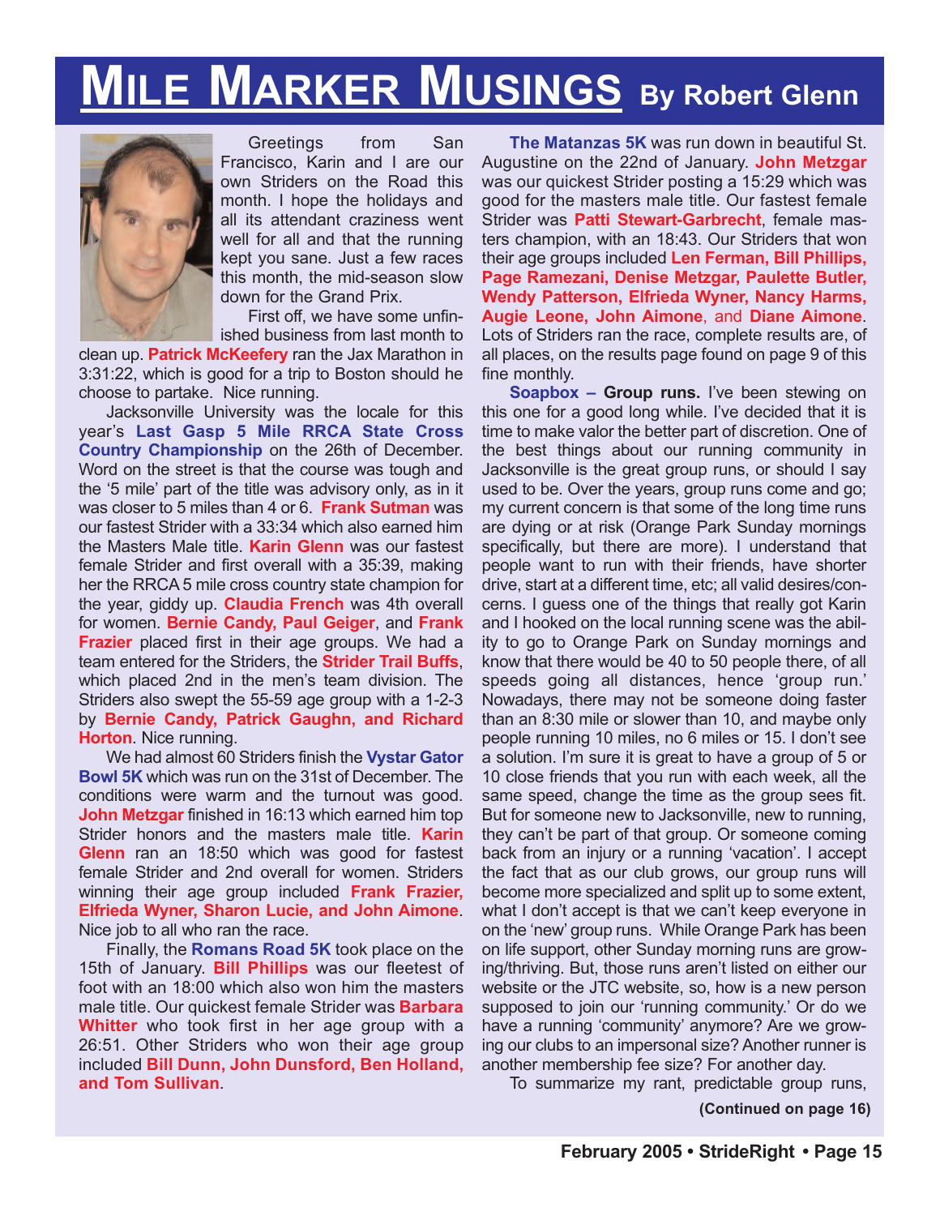# MILE MARKER MUSINGS By Robert Glenn

Greetings from San Francisco, Karin and I are our own Striders on the Road this month. I hope the holidays and all its attendant craziness went well for all and that the running kept you sane. Just a few races this month, the mid-season slow down for the Grand Prix.

First off, we have some unfinished business from last month to clean up. **Patrick McKeefery** ran the Jax Marathon in 3:31:22, which is good for a trip to Boston should he choose to partake. Nice running.

Jacksonville University was the locale for this year's **Last Gasp 5 Mile RRCA State Cross Country Championship** on the 26th of December. Word on the street is that the course was tough and the '5 mile' part of the title was advisory only, as in it was closer to 5 miles than 4 or 6. **Frank Sutman** was our fastest Strider with a 33:34 which also earned him the Masters Male title. **Karin Glenn** was our fastest female Strider and first overall with a 35:39, making her the RRCA 5 mile cross country state champion for the year, giddy up. **Claudia French** was 4th overall for women. **Bernie Candy, Paul Geiger**, and **Frank Frazier** placed first in their age groups. We had a team entered for the Striders, the **Strider Trail Buffs**, which placed 2nd in the men's team division. The Striders also swept the 55-59 age group with a 1-2-3 by **Bernie Candy, Patrick Gaughn, and Richard Horton**. Nice running.

We had almost 60 Striders finish the **Vystar Gator Bowl 5K** which was run on the 31st of December. The conditions were warm and the turnout was good. **John Metzgar** finished in 16:13 which earned him top Strider honors and the masters male title. **Karin Glenn** ran an 18:50 which was good for fastest female Strider and 2nd overall for women. Striders winning their age group included **Frank Frazier, Elfrieda Wyner, Sharon Lucie, and John Aimone**. Nice job to all who ran the race.

Finally, the **Romans Road 5K** took place on the 15th of January. **Bill Phillips** was our fleetest of foot with an 18:00 which also won him the masters male title. Our quickest female Strider was **Barbara Whitter** who took first in her age group with a 26:51. Other Striders who won their age group included **Bill Dunn, John Dunsford, Ben Holland, and Tom Sullivan**.

**The Matanzas 5K** was run down in beautiful St. Augustine on the 22nd of January. **John Metzgar** was our quickest Strider posting a 15:29 which was good for the masters male title. Our fastest female Strider was **Patti Stewart-Garbrecht**, female masters champion, with an 18:43. Our Striders that won their age groups included **Len Ferman, Bill Phillips, Page Ramezani, Denise Metzgar, Paulette Butler, Wendy Patterson, Elfrieda Wyner, Nancy Harms, Augie Leone, John Aimone**, and **Diane Aimone**. Lots of Striders ran the race, complete results are, of all places, on the results page found on page 9 of this fine monthly.

**Soapbox – Group runs.** I've been stewing on this one for a good long while. I've decided that it is time to make valor the better part of discretion. One of the best things about our running community in Jacksonville is the great group runs, or should I say used to be. Over the years, group runs come and go; my current concern is that some of the long time runs are dying or at risk (Orange Park Sunday mornings specifically, but there are more). I understand that people want to run with their friends, have shorter drive, start at a different time, etc; all valid desires/concerns. I guess one of the things that really got Karin and I hooked on the local running scene was the ability to go to Orange Park on Sunday mornings and know that there would be 40 to 50 people there, of all speeds going all distances, hence 'group run.' Nowadays, there may not be someone doing faster than an 8:30 mile or slower than 10, and maybe only people running 10 miles, no 6 miles or 15. I don't see a solution. I'm sure it is great to have a group of 5 or 10 close friends that you run with each week, all the same speed, change the time as the group sees fit. But for someone new to Jacksonville, new to running, they can't be part of that group. Or someone coming back from an injury or a running 'vacation'. I accept the fact that as our club grows, our group runs will become more specialized and split up to some extent, what I don't accept is that we can't keep everyone in on the 'new' group runs. While Orange Park has been on life support, other Sunday morning runs are growing/thriving. But, those runs aren't listed on either our website or the JTC website, so, how is a new person supposed to join our 'running community.' Or do we have a running 'community' anymore? Are we growing our clubs to an impersonal size? Another runner is another membership fee size? For another day.

To summarize my rant, predictable group runs,

**(Continued on page 16)**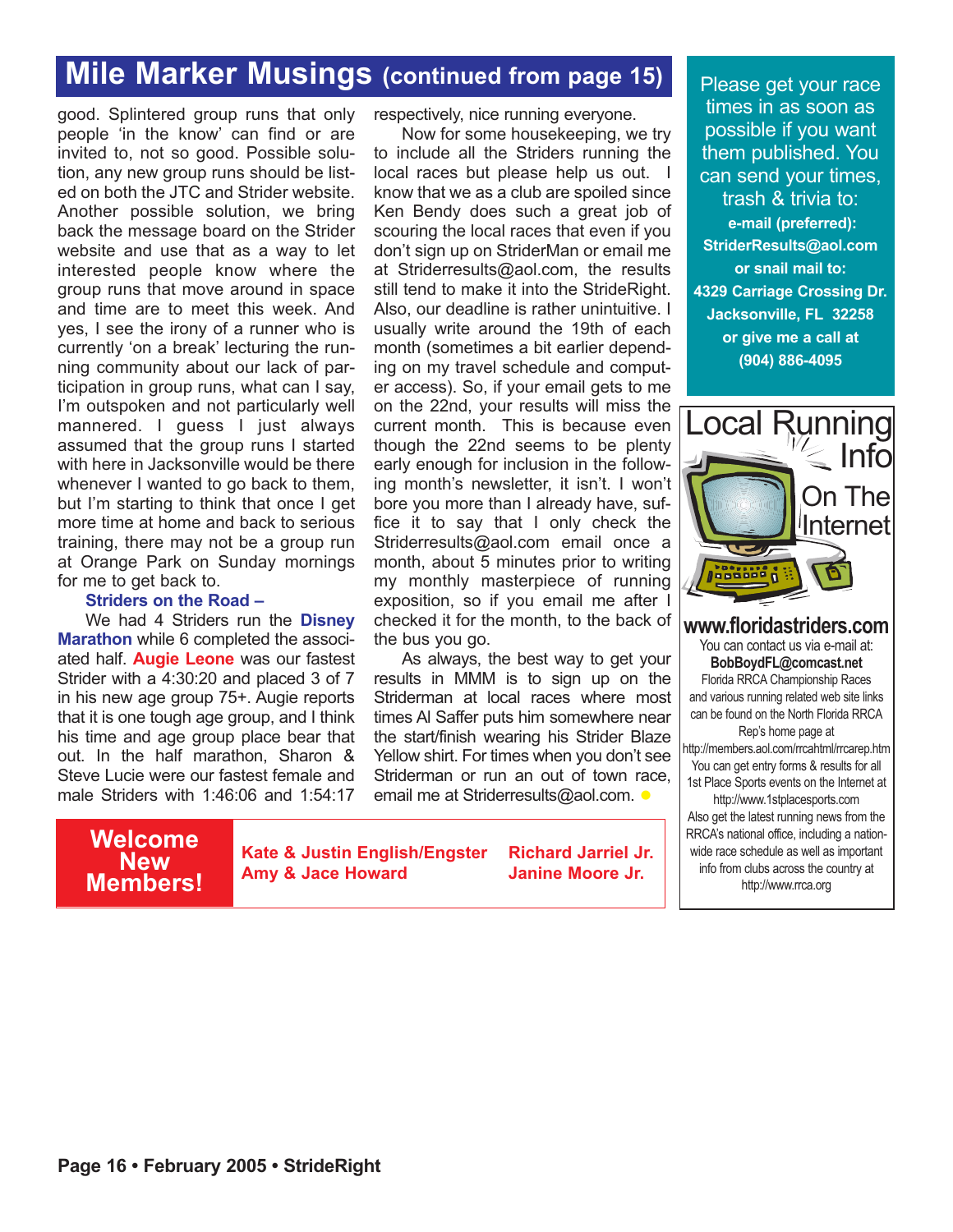## Mile Marker Musings (continued from page 15)

good. Splintered group runs that only people 'in the know' can find or are invited to, not so good. Possible solution, any new group runs should be listed on both the JTC and Strider website. Another possible solution, we bring back the message board on the Strider website and use that as a way to let interested people know where the group runs that move around in space and time are to meet this week. And yes, I see the irony of a runner who is currently 'on a break' lecturing the running community about our lack of participation in group runs, what can I say, I'm outspoken and not particularly well mannered. I guess I just always assumed that the group runs I started with here in Jacksonville would be there whenever I wanted to go back to them, but I'm starting to think that once I get more time at home and back to serious training, there may not be a group run at Orange Park on Sunday mornings for me to get back to.

**Striders on the Road –**

We had 4 Striders run the **Disney Marathon** while 6 completed the associated half. **Augie Leone** was our fastest Strider with a 4:30:20 and placed 3 of 7 in his new age group 75+. Augie reports that it is one tough age group, and I think his time and age group place bear that out. In the half marathon, Sharon & Steve Lucie were our fastest female and male Striders with 1:46:06 and 1:54:17 respectively, nice running everyone.

Now for some housekeeping, we try to include all the Striders running the local races but please help us out. I know that we as a club are spoiled since Ken Bendy does such a great job of scouring the local races that even if you don't sign up on StriderMan or email me at Striderresults@aol.com, the results still tend to make it into the StrideRight. Also, our deadline is rather unintuitive. I usually write around the 19th of each month (sometimes a bit earlier depending on my travel schedule and computer access). So, if your email gets to me on the 22nd, your results will miss the current month. This is because even though the 22nd seems to be plenty early enough for inclusion in the following month's newsletter, it isn't. I won't bore you more than I already have, suffice it to say that I only check the Striderresults@aol.com email once a month, about 5 minutes prior to writing my monthly masterpiece of running exposition, so if you email me after I checked it for the month, to the back of the bus you go.

As always, the best way to get your results in MMM is to sign up on the Striderman at local races where most times Al Saffer puts him somewhere near the start/finish wearing his Strider Blaze Yellow shirt. For times when you don't see Striderman or run an out of town race, email me at Striderresults@aol.com.

**Welcome New Members!**

**Kate & Justin English/Engster**
**Amy & Jace Howard**
**Richard Jarriel Jr.**
**Janine Moore Jr.**

Please get your race times in as soon as possible if you want them published. You can send your times, trash & trivia to:

**e-mail (preferred):**
**StriderResults@aol.com**
**or snail mail to:**
**4329 Carriage Crossing Dr.**
**Jacksonville, FL 32258**
**or give me a call at**
**(904) 886-4095**

### Local Running Info On The Internet

**www.floridastriders.com**

You can contact us via e-mail at:
**BobBoydFL@comcast.net**

Florida RRCA Championship Races and various running related web site links can be found on the North Florida RRCA Rep's home page at http://members.aol.com/rrcahtml/rrcarep.htm

You can get entry forms & results for all 1st Place Sports events on the Internet at http://www.1stplacesports.com

Also get the latest running news from the RRCA's national office, including a nation-wide race schedule as well as important info from clubs across the country at http://www.rrca.org